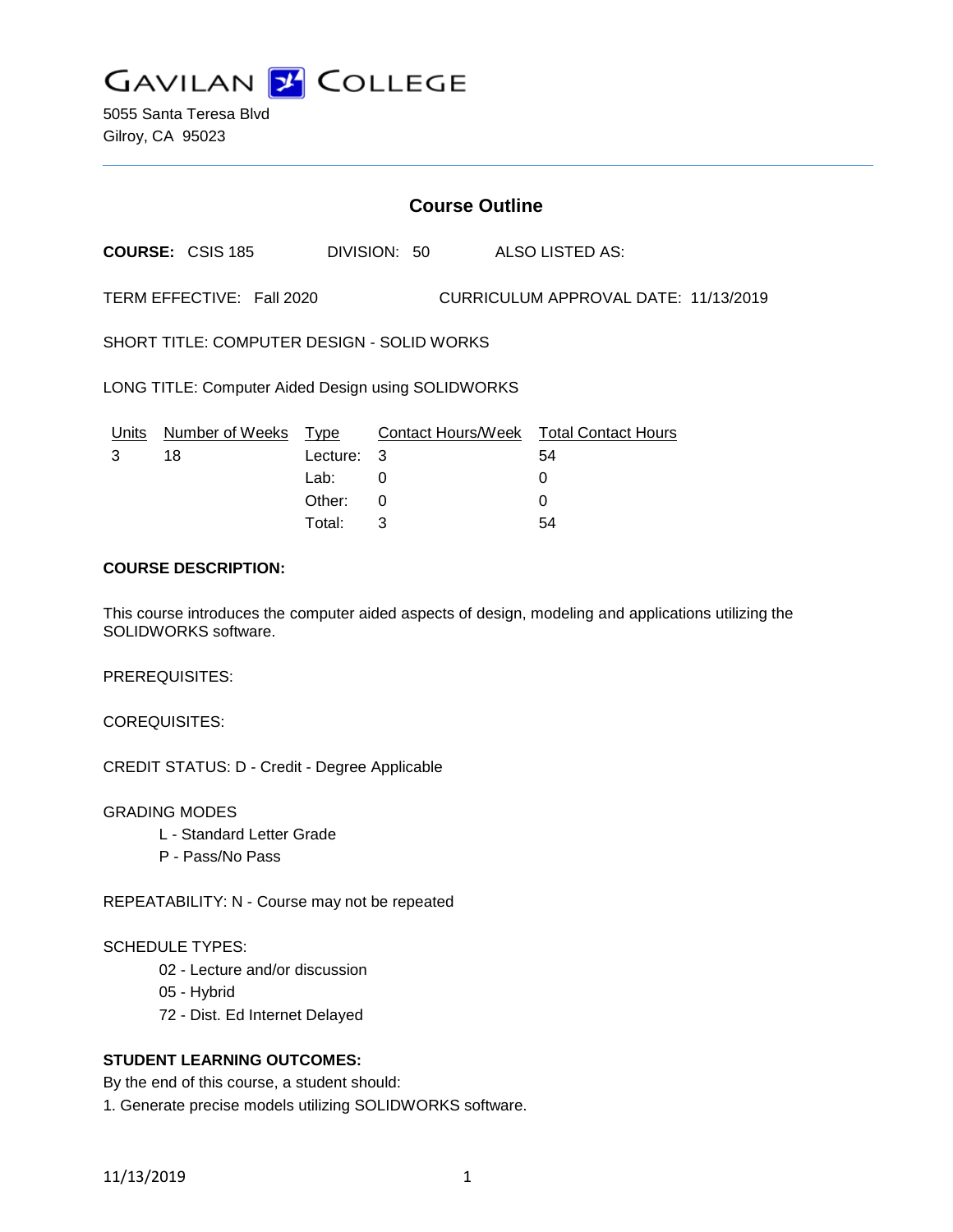GAVILAN COLLEGE

5055 Santa Teresa Blvd
Gilroy, CA 95023

## Course Outline

**COURSE:** CSIS 185 DIVISION: 50 ALSO LISTED AS:

TERM EFFECTIVE: Fall 2020 CURRICULUM APPROVAL DATE: 11/13/2019

SHORT TITLE: COMPUTER DESIGN - SOLID WORKS

LONG TITLE: Computer Aided Design using SOLIDWORKS

| Units | Number of Weeks | Type | Contact Hours/Week | Total Contact Hours |
|---|---|---|---|---|
| 3 | 18 | Lecture: | 3 | 54 |
| | | Lab: | 0 | 0 |
| | | Other: | 0 | 0 |
| | | Total: | 3 | 54 |

**COURSE DESCRIPTION:**

This course introduces the computer aided aspects of design, modeling and applications utilizing the SOLIDWORKS software.

PREREQUISITES:

COREQUISITES:

CREDIT STATUS: D - Credit - Degree Applicable

GRADING MODES

- L - Standard Letter Grade
- P - Pass/No Pass

REPEATABILITY: N - Course may not be repeated

SCHEDULE TYPES:

- 02 - Lecture and/or discussion
- 05 - Hybrid
- 72 - Dist. Ed Internet Delayed

**STUDENT LEARNING OUTCOMES:**

By the end of this course, a student should:

1. Generate precise models utilizing SOLIDWORKS software.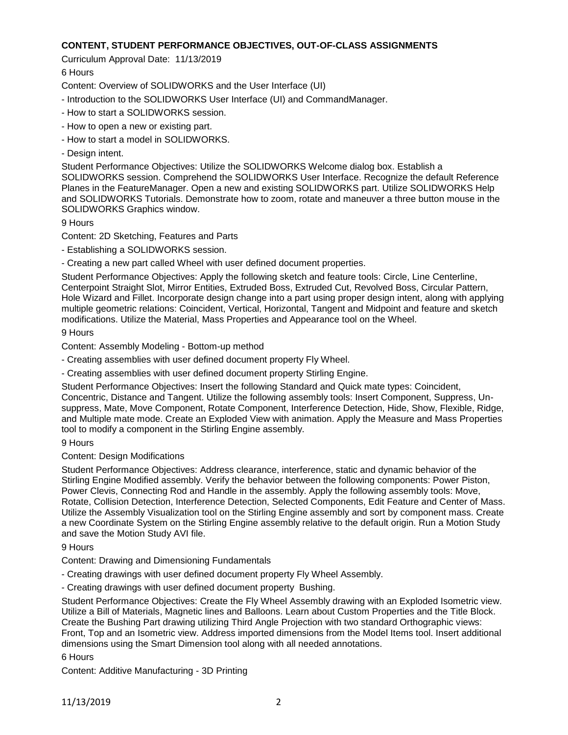**CONTENT, STUDENT PERFORMANCE OBJECTIVES, OUT-OF-CLASS ASSIGNMENTS**

Curriculum Approval Date: 11/13/2019

6 Hours

Content: Overview of SOLIDWORKS and the User Interface (UI)

- Introduction to the SOLIDWORKS User Interface (UI) and CommandManager.
- How to start a SOLIDWORKS session.
- How to open a new or existing part.
- How to start a model in SOLIDWORKS.
- Design intent.

Student Performance Objectives: Utilize the SOLIDWORKS Welcome dialog box. Establish a SOLIDWORKS session. Comprehend the SOLIDWORKS User Interface. Recognize the default Reference Planes in the FeatureManager. Open a new and existing SOLIDWORKS part. Utilize SOLIDWORKS Help and SOLIDWORKS Tutorials. Demonstrate how to zoom, rotate and maneuver a three button mouse in the SOLIDWORKS Graphics window.

9 Hours

Content: 2D Sketching, Features and Parts

- Establishing a SOLIDWORKS session.
- Creating a new part called Wheel with user defined document properties.

Student Performance Objectives: Apply the following sketch and feature tools: Circle, Line Centerline, Centerpoint Straight Slot, Mirror Entities, Extruded Boss, Extruded Cut, Revolved Boss, Circular Pattern, Hole Wizard and Fillet. Incorporate design change into a part using proper design intent, along with applying multiple geometric relations: Coincident, Vertical, Horizontal, Tangent and Midpoint and feature and sketch modifications. Utilize the Material, Mass Properties and Appearance tool on the Wheel.

9 Hours

Content: Assembly Modeling - Bottom-up method

- Creating assemblies with user defined document property Fly Wheel.
- Creating assemblies with user defined document property Stirling Engine.

Student Performance Objectives: Insert the following Standard and Quick mate types: Coincident, Concentric, Distance and Tangent. Utilize the following assembly tools: Insert Component, Suppress, Un-suppress, Mate, Move Component, Rotate Component, Interference Detection, Hide, Show, Flexible, Ridge, and Multiple mate mode. Create an Exploded View with animation. Apply the Measure and Mass Properties tool to modify a component in the Stirling Engine assembly.

9 Hours

Content: Design Modifications

Student Performance Objectives: Address clearance, interference, static and dynamic behavior of the Stirling Engine Modified assembly. Verify the behavior between the following components: Power Piston, Power Clevis, Connecting Rod and Handle in the assembly. Apply the following assembly tools: Move, Rotate, Collision Detection, Interference Detection, Selected Components, Edit Feature and Center of Mass. Utilize the Assembly Visualization tool on the Stirling Engine assembly and sort by component mass. Create a new Coordinate System on the Stirling Engine assembly relative to the default origin. Run a Motion Study and save the Motion Study AVI file.

9 Hours

Content: Drawing and Dimensioning Fundamentals

- Creating drawings with user defined document property Fly Wheel Assembly.
- Creating drawings with user defined document property Bushing.

Student Performance Objectives: Create the Fly Wheel Assembly drawing with an Exploded Isometric view. Utilize a Bill of Materials, Magnetic lines and Balloons. Learn about Custom Properties and the Title Block. Create the Bushing Part drawing utilizing Third Angle Projection with two standard Orthographic views: Front, Top and an Isometric view. Address imported dimensions from the Model Items tool. Insert additional dimensions using the Smart Dimension tool along with all needed annotations.

6 Hours

Content: Additive Manufacturing - 3D Printing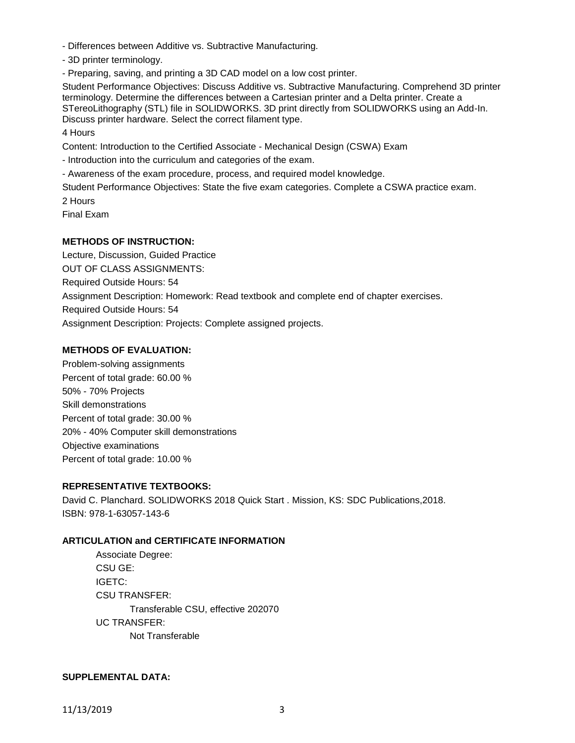- Differences between Additive vs. Subtractive Manufacturing.

- 3D printer terminology.

- Preparing, saving, and printing a 3D CAD model on a low cost printer.

Student Performance Objectives: Discuss Additive vs. Subtractive Manufacturing. Comprehend 3D printer terminology. Determine the differences between a Cartesian printer and a Delta printer. Create a STereoLithography (STL) file in SOLIDWORKS. 3D print directly from SOLIDWORKS using an Add-In. Discuss printer hardware. Select the correct filament type.

4 Hours

Content: Introduction to the Certified Associate - Mechanical Design (CSWA) Exam

- Introduction into the curriculum and categories of the exam.

- Awareness of the exam procedure, process, and required model knowledge.

Student Performance Objectives: State the five exam categories. Complete a CSWA practice exam.

2 Hours

Final Exam

**METHODS OF INSTRUCTION:**

Lecture, Discussion, Guided Practice

OUT OF CLASS ASSIGNMENTS:

Required Outside Hours: 54

Assignment Description: Homework: Read textbook and complete end of chapter exercises.

Required Outside Hours: 54

Assignment Description: Projects: Complete assigned projects.

**METHODS OF EVALUATION:**

Problem-solving assignments

Percent of total grade: 60.00 %

50% - 70% Projects

Skill demonstrations

Percent of total grade: 30.00 %

20% - 40% Computer skill demonstrations

Objective examinations

Percent of total grade: 10.00 %

**REPRESENTATIVE TEXTBOOKS:**

David C. Planchard. SOLIDWORKS 2018 Quick Start . Mission, KS: SDC Publications,2018.
ISBN: 978-1-63057-143-6

**ARTICULATION and CERTIFICATE INFORMATION**

Associate Degree:

CSU GE:

IGETC:

CSU TRANSFER:

Transferable CSU, effective 202070

UC TRANSFER:

Not Transferable

**SUPPLEMENTAL DATA:**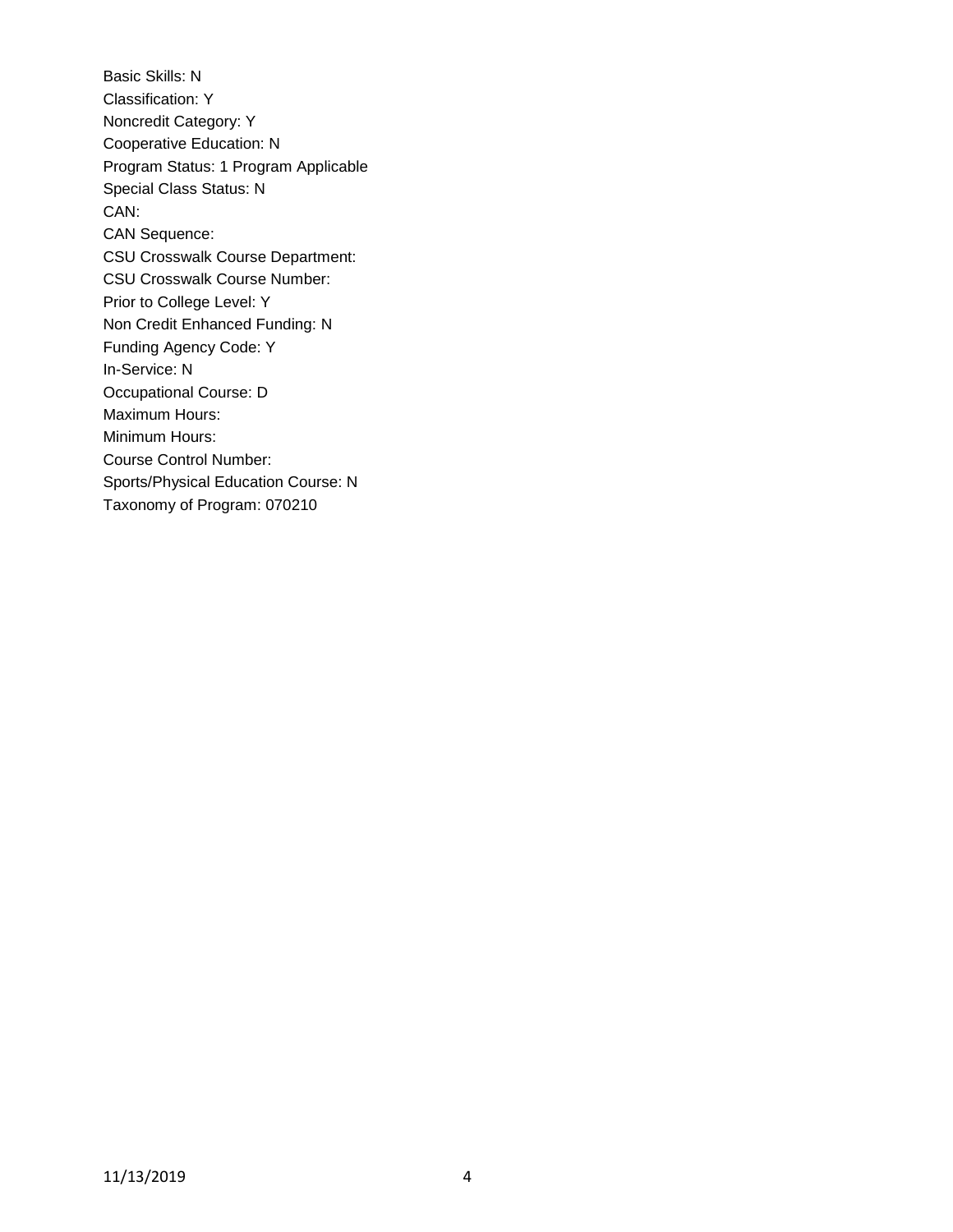Basic Skills: N
Classification: Y
Noncredit Category: Y
Cooperative Education: N
Program Status: 1 Program Applicable
Special Class Status: N
CAN:
CAN Sequence:
CSU Crosswalk Course Department:
CSU Crosswalk Course Number:
Prior to College Level: Y
Non Credit Enhanced Funding: N
Funding Agency Code: Y
In-Service: N
Occupational Course: D
Maximum Hours:
Minimum Hours:
Course Control Number:
Sports/Physical Education Course: N
Taxonomy of Program: 070210